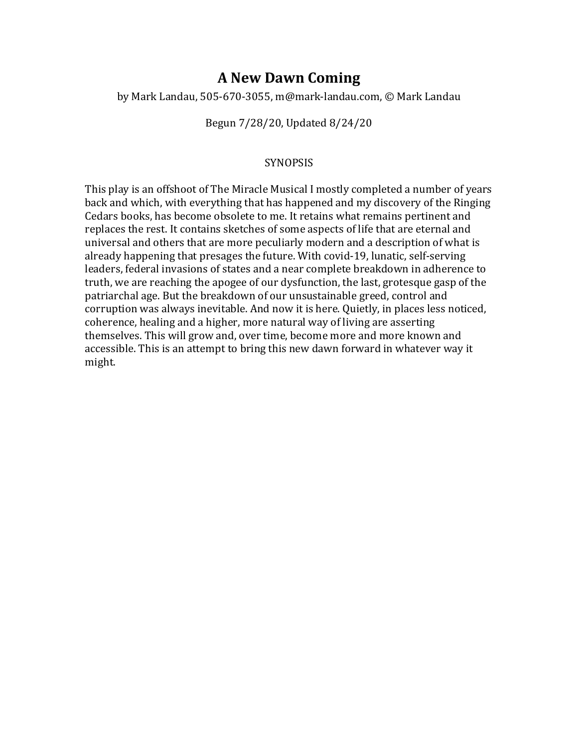# A New Dawn Coming

by Mark Landau, 505-670-3055, m@mark-landau.com, © Mark Landau

Begun 7/28/20, Updated 8/24/20

SYNOPSIS

This play is an offshoot of The Miracle Musical I mostly completed a number of years back and which, with everything that has happened and my discovery of the Ringing Cedars books, has become obsolete to me. It retains what remains pertinent and replaces the rest. It contains sketches of some aspects of life that are eternal and universal and others that are more peculiarly modern and a description of what is already happening that presages the future. With covid-19, lunatic, self-serving leaders, federal invasions of states and a near complete breakdown in adherence to truth, we are reaching the apogee of our dysfunction, the last, grotesque gasp of the patriarchal age. But the breakdown of our unsustainable greed, control and corruption was always inevitable. And now it is here. Quietly, in places less noticed, coherence, healing and a higher, more natural way of living are asserting themselves. This will grow and, over time, become more and more known and accessible. This is an attempt to bring this new dawn forward in whatever way it might.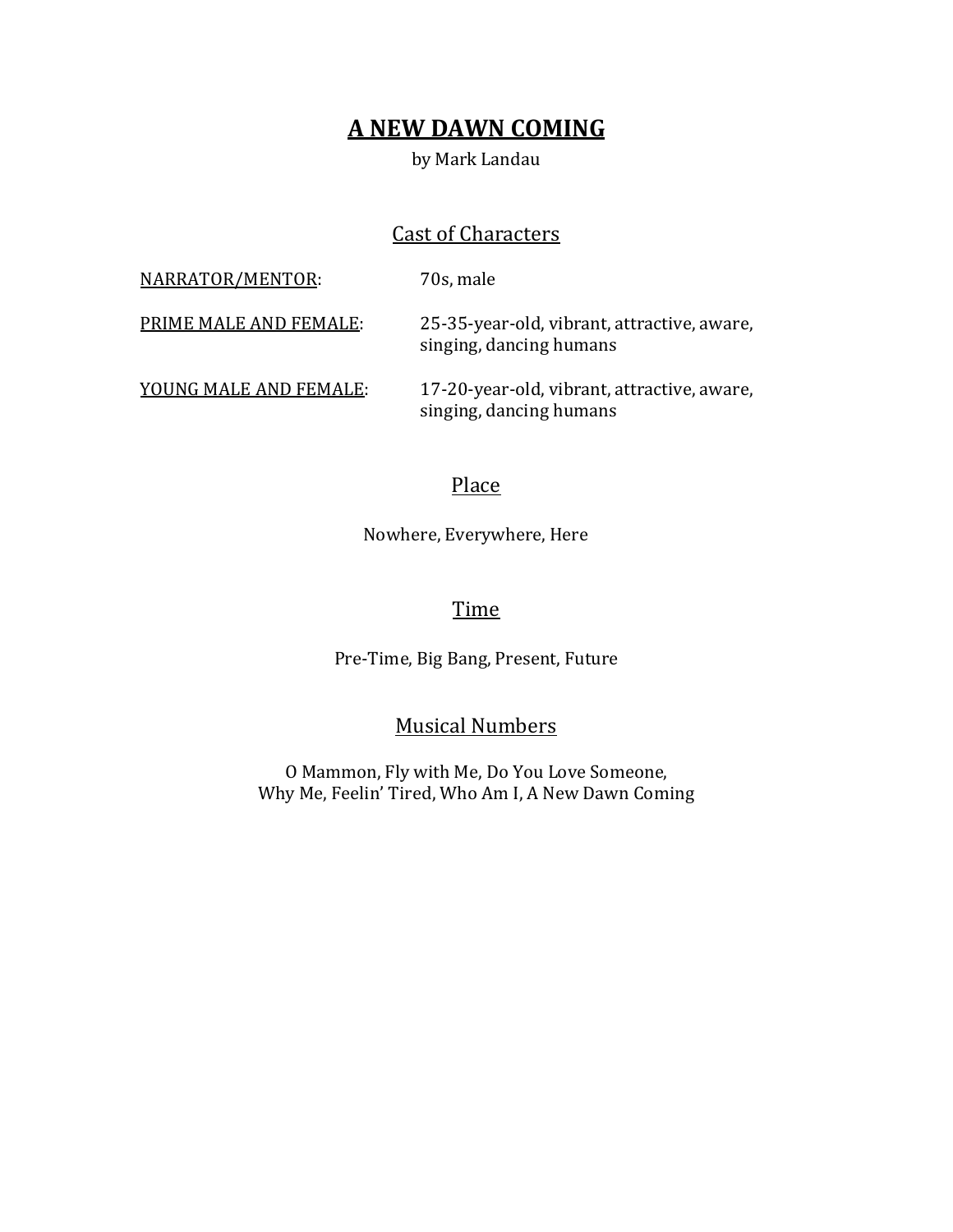# A NEW DAWN COMING

by Mark Landau

## Cast of Characters

NARRATOR/MENTOR: 70s, male

PRIME MALE AND FEMALE: 25-35-year-old, vibrant, attractive, aware, singing, dancing humans

YOUNG MALE AND FEMALE: 17-20-year-old, vibrant, attractive, aware, singing, dancing humans

## Place

Nowhere, Everywhere, Here

## Time

Pre-Time, Big Bang, Present, Future

## Musical Numbers

O Mammon, Fly with Me, Do You Love Someone,
Why Me, Feelin' Tired, Who Am I, A New Dawn Coming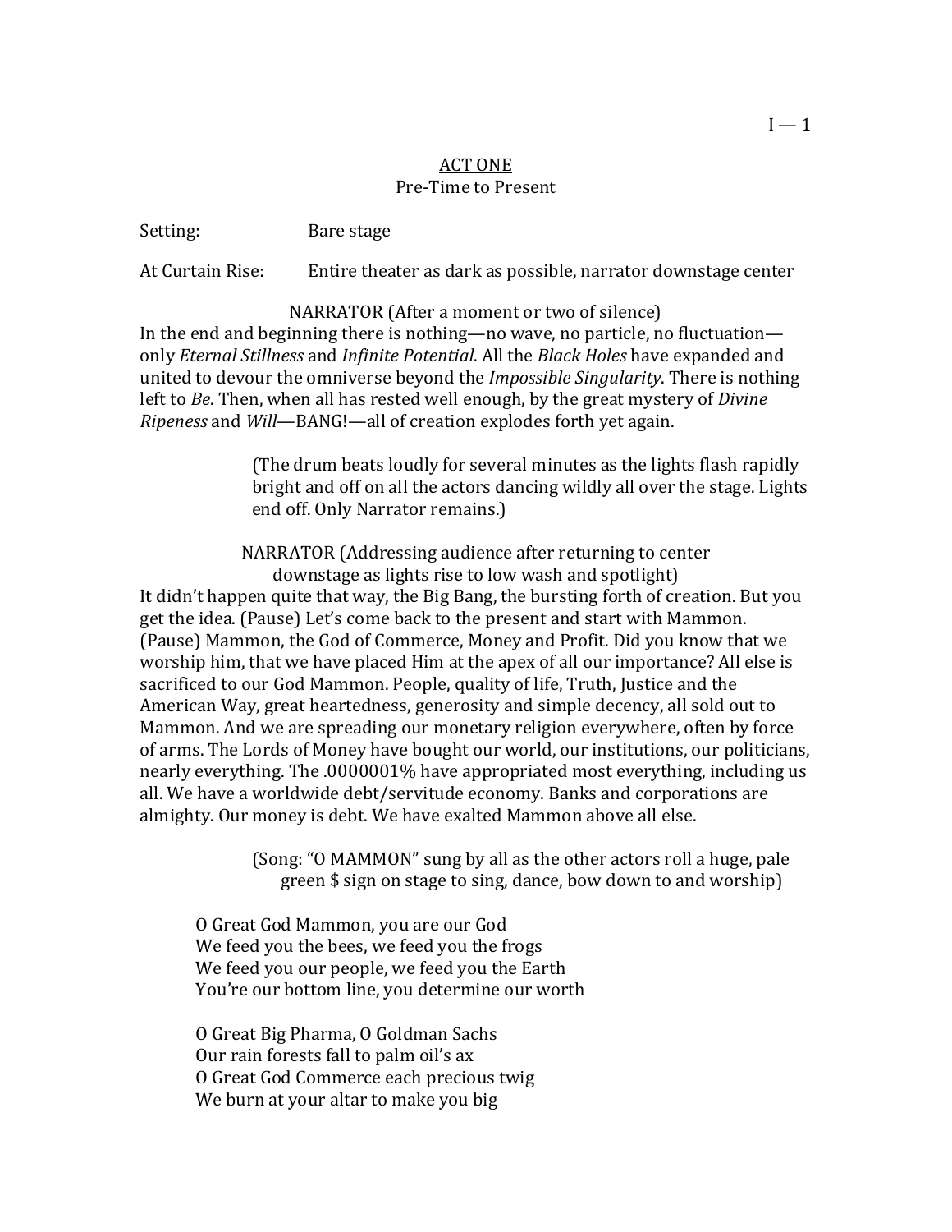## ACT ONE
Pre-Time to Present

Setting: Bare stage

At Curtain Rise: Entire theater as dark as possible, narrator downstage center

NARRATOR (After a moment or two of silence)

In the end and beginning there is nothing—no wave, no particle, no fluctuation—only *Eternal Stillness* and *Infinite Potential*. All the *Black Holes* have expanded and united to devour the omniverse beyond the *Impossible Singularity*. There is nothing left to *Be*. Then, when all has rested well enough, by the great mystery of *Divine Ripeness* and *Will*—BANG!—all of creation explodes forth yet again.

> (The drum beats loudly for several minutes as the lights flash rapidly bright and off on all the actors dancing wildly all over the stage. Lights end off. Only Narrator remains.)

NARRATOR (Addressing audience after returning to center downstage as lights rise to low wash and spotlight)

It didn't happen quite that way, the Big Bang, the bursting forth of creation. But you get the idea. (Pause) Let's come back to the present and start with Mammon. (Pause) Mammon, the God of Commerce, Money and Profit. Did you know that we worship him, that we have placed Him at the apex of all our importance? All else is sacrificed to our God Mammon. People, quality of life, Truth, Justice and the American Way, great heartedness, generosity and simple decency, all sold out to Mammon. And we are spreading our monetary religion everywhere, often by force of arms. The Lords of Money have bought our world, our institutions, our politicians, nearly everything. The .0000001% have appropriated most everything, including us all. We have a worldwide debt/servitude economy. Banks and corporations are almighty. Our money is debt. We have exalted Mammon above all else.

> (Song: "O MAMMON" sung by all as the other actors roll a huge, pale green $ sign on stage to sing, dance, bow down to and worship)

O Great God Mammon, you are our God  
We feed you the bees, we feed you the frogs  
We feed you our people, we feed you the Earth  
You're our bottom line, you determine our worth

O Great Big Pharma, O Goldman Sachs  
Our rain forests fall to palm oil's ax  
O Great God Commerce each precious twig  
We burn at your altar to make you big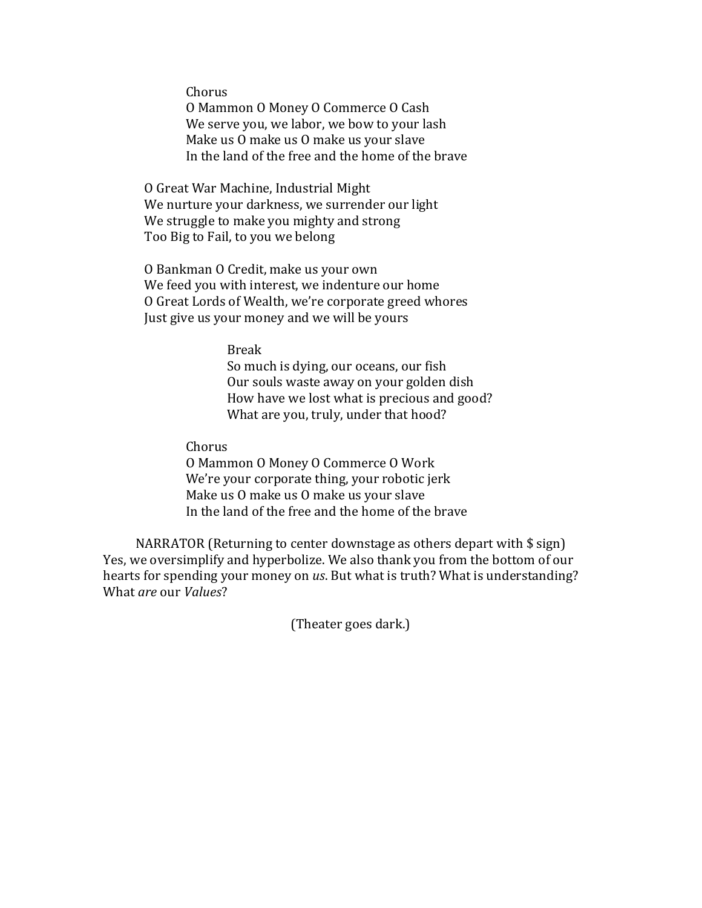Chorus
O Mammon O Money O Commerce O Cash
We serve you, we labor, we bow to your lash
Make us O make us O make us your slave
In the land of the free and the home of the brave

O Great War Machine, Industrial Might
We nurture your darkness, we surrender our light
We struggle to make you mighty and strong
Too Big to Fail, to you we belong

O Bankman O Credit, make us your own
We feed you with interest, we indenture our home
O Great Lords of Wealth, we're corporate greed whores
Just give us your money and we will be yours

Break
So much is dying, our oceans, our fish
Our souls waste away on your golden dish
How have we lost what is precious and good?
What are you, truly, under that hood?

Chorus
O Mammon O Money O Commerce O Work
We're your corporate thing, your robotic jerk
Make us O make us O make us your slave
In the land of the free and the home of the brave

NARRATOR (Returning to center downstage as others depart with $ sign)
Yes, we oversimplify and hyperbolize. We also thank you from the bottom of our hearts for spending your money on *us*. But what is truth? What is understanding? What *are* our *Values*?

(Theater goes dark.)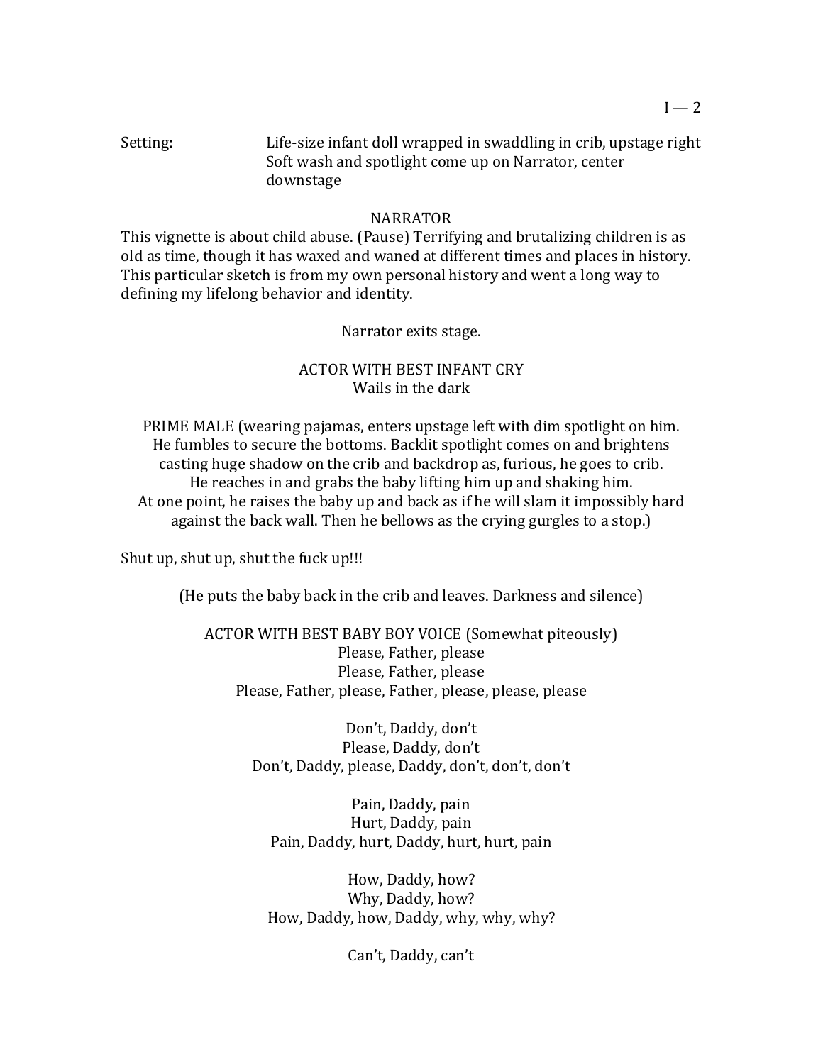Setting: Life-size infant doll wrapped in swaddling in crib, upstage right
Soft wash and spotlight come up on Narrator, center downstage

NARRATOR

This vignette is about child abuse. (Pause) Terrifying and brutalizing children is as old as time, though it has waxed and waned at different times and places in history. This particular sketch is from my own personal history and went a long way to defining my lifelong behavior and identity.

Narrator exits stage.

ACTOR WITH BEST INFANT CRY
Wails in the dark

PRIME MALE (wearing pajamas, enters upstage left with dim spotlight on him. He fumbles to secure the bottoms. Backlit spotlight comes on and brightens casting huge shadow on the crib and backdrop as, furious, he goes to crib. He reaches in and grabs the baby lifting him up and shaking him. At one point, he raises the baby up and back as if he will slam it impossibly hard against the back wall. Then he bellows as the crying gurgles to a stop.)

Shut up, shut up, shut the fuck up!!!

(He puts the baby back in the crib and leaves. Darkness and silence)

ACTOR WITH BEST BABY BOY VOICE (Somewhat piteously)

Please, Father, please
Please, Father, please
Please, Father, please, Father, please, please, please

Don't, Daddy, don't
Please, Daddy, don't
Don't, Daddy, please, Daddy, don't, don't, don't

Pain, Daddy, pain
Hurt, Daddy, pain
Pain, Daddy, hurt, Daddy, hurt, hurt, pain

How, Daddy, how?
Why, Daddy, how?
How, Daddy, how, Daddy, why, why, why?

Can't, Daddy, can't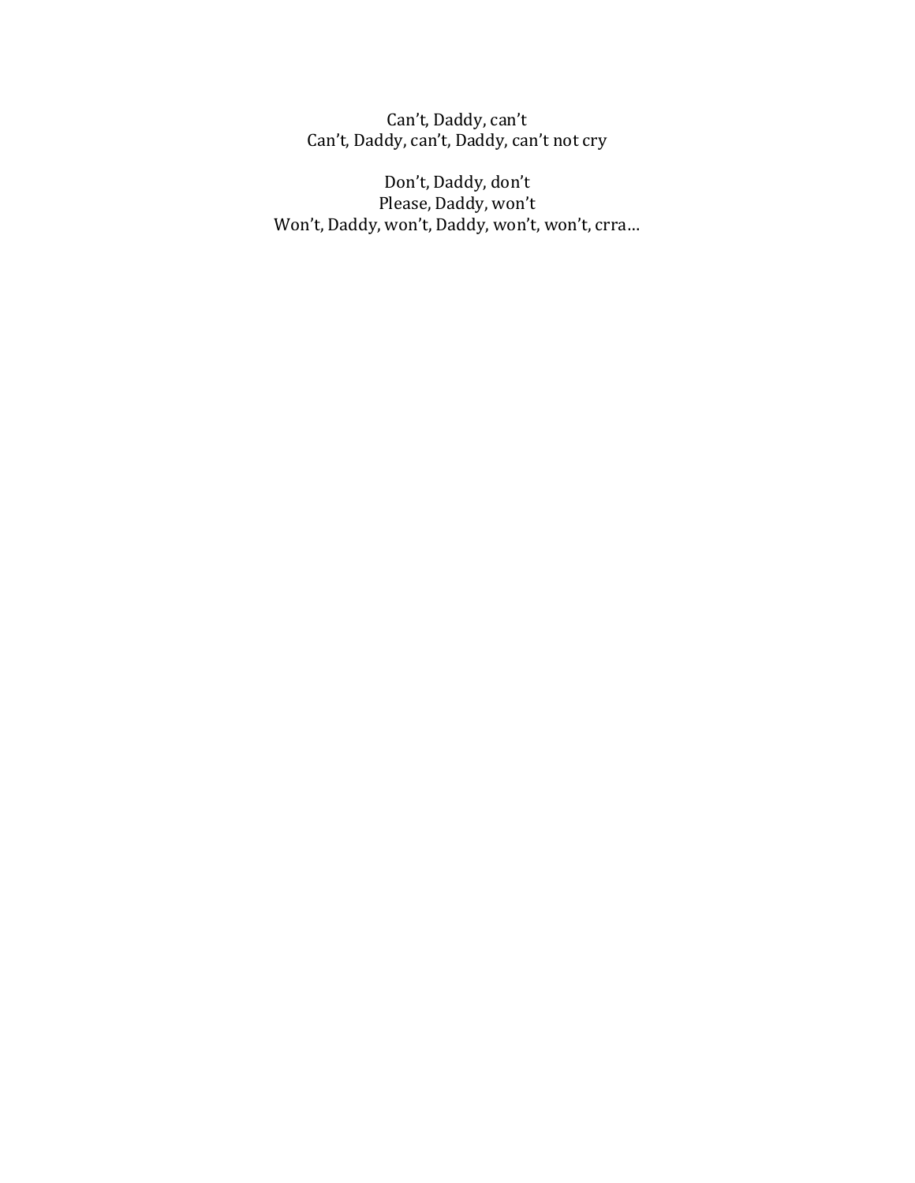Can't, Daddy, can't  
Can't, Daddy, can't, Daddy, can't not cry

Don't, Daddy, don't  
Please, Daddy, won't  
Won't, Daddy, won't, Daddy, won't, won't, crra…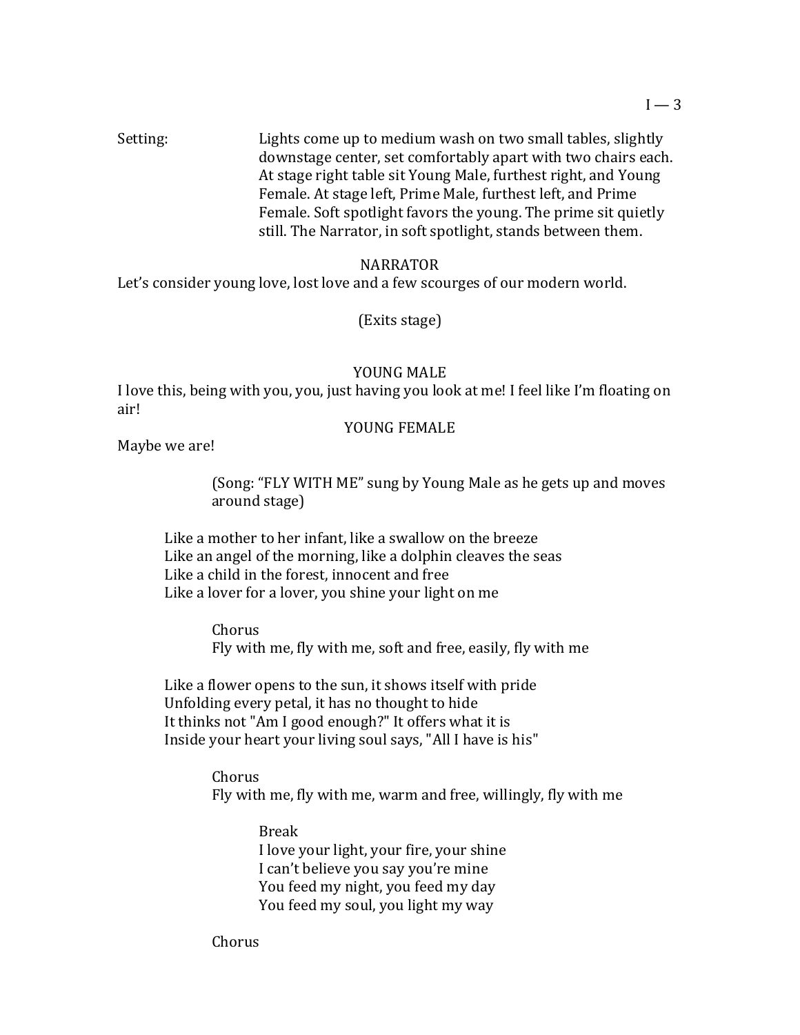Setting: Lights come up to medium wash on two small tables, slightly downstage center, set comfortably apart with two chairs each. At stage right table sit Young Male, furthest right, and Young Female. At stage left, Prime Male, furthest left, and Prime Female. Soft spotlight favors the young. The prime sit quietly still. The Narrator, in soft spotlight, stands between them.

NARRATOR

Let's consider young love, lost love and a few scourges of our modern world.

(Exits stage)

YOUNG MALE

I love this, being with you, you, just having you look at me! I feel like I'm floating on air!

YOUNG FEMALE

Maybe we are!

(Song: "FLY WITH ME" sung by Young Male as he gets up and moves around stage)

Like a mother to her infant, like a swallow on the breeze
Like an angel of the morning, like a dolphin cleaves the seas
Like a child in the forest, innocent and free
Like a lover for a lover, you shine your light on me

Chorus
Fly with me, fly with me, soft and free, easily, fly with me

Like a flower opens to the sun, it shows itself with pride
Unfolding every petal, it has no thought to hide
It thinks not "Am I good enough?" It offers what it is
Inside your heart your living soul says, "All I have is his"

Chorus
Fly with me, fly with me, warm and free, willingly, fly with me

Break
I love your light, your fire, your shine
I can't believe you say you're mine
You feed my night, you feed my day
You feed my soul, you light my way

Chorus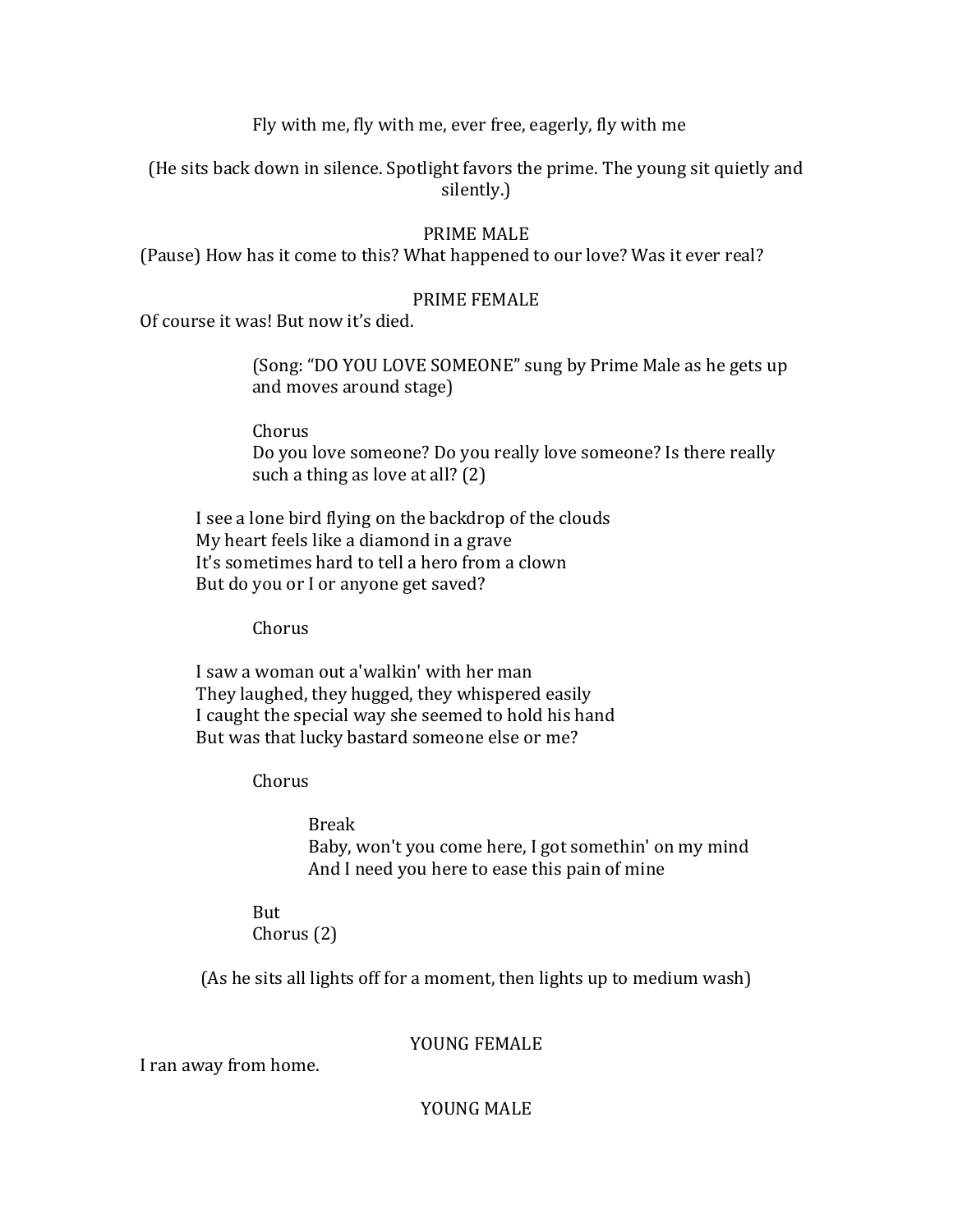Fly with me, fly with me, ever free, eagerly, fly with me

(He sits back down in silence. Spotlight favors the prime. The young sit quietly and silently.)

PRIME MALE

(Pause) How has it come to this? What happened to our love? Was it ever real?

PRIME FEMALE

Of course it was! But now it's died.

(Song: "DO YOU LOVE SOMEONE" sung by Prime Male as he gets up and moves around stage)

Chorus
Do you love someone? Do you really love someone? Is there really such a thing as love at all? (2)

I see a lone bird flying on the backdrop of the clouds
My heart feels like a diamond in a grave
It's sometimes hard to tell a hero from a clown
But do you or I or anyone get saved?

Chorus

I saw a woman out a'walkin' with her man
They laughed, they hugged, they whispered easily
I caught the special way she seemed to hold his hand
But was that lucky bastard someone else or me?

Chorus

Break
Baby, won't you come here, I got somethin' on my mind
And I need you here to ease this pain of mine

But
Chorus (2)

(As he sits all lights off for a moment, then lights up to medium wash)

YOUNG FEMALE

I ran away from home.

YOUNG MALE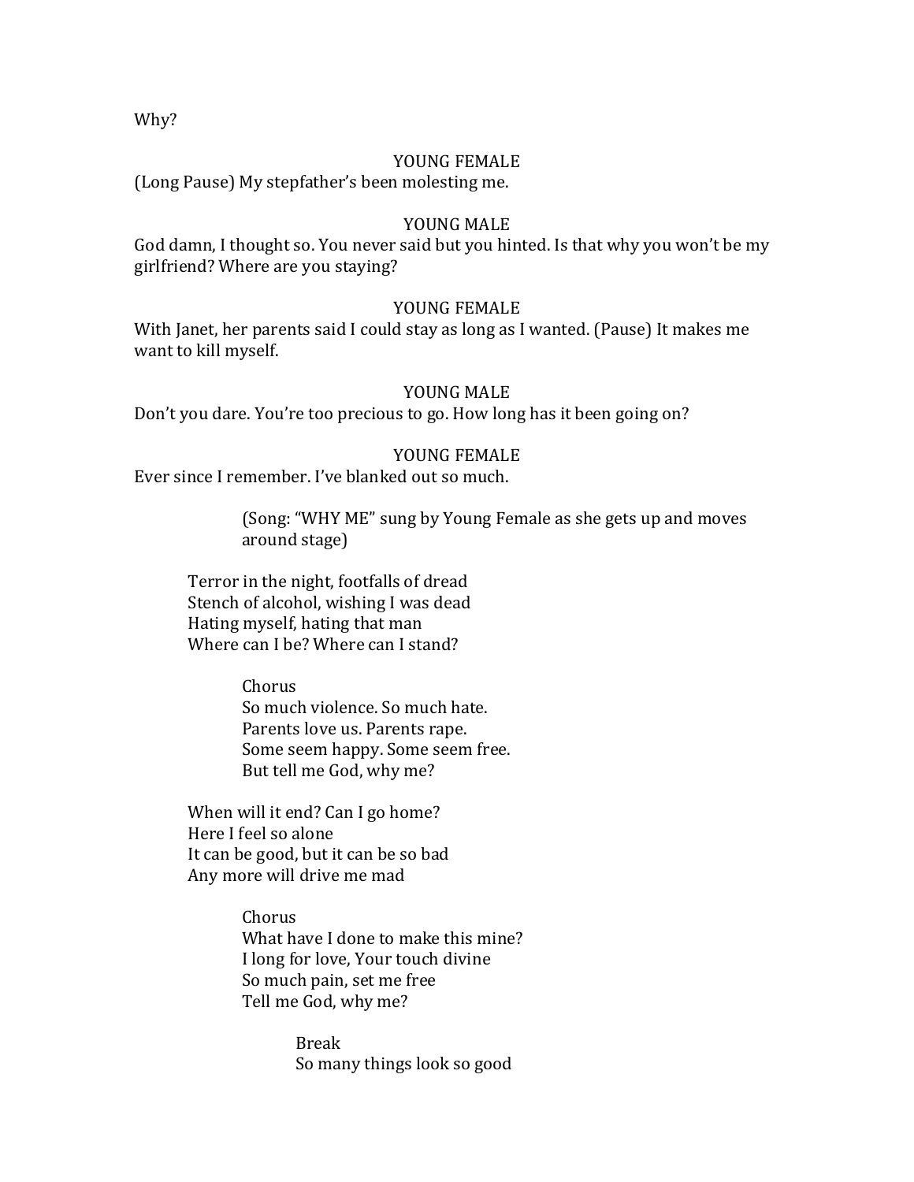Why?

YOUNG FEMALE

(Long Pause) My stepfather's been molesting me.

YOUNG MALE

God damn, I thought so. You never said but you hinted. Is that why you won't be my girlfriend? Where are you staying?

YOUNG FEMALE

With Janet, her parents said I could stay as long as I wanted. (Pause) It makes me want to kill myself.

YOUNG MALE

Don't you dare. You're too precious to go. How long has it been going on?

YOUNG FEMALE

Ever since I remember. I've blanked out so much.

(Song: "WHY ME" sung by Young Female as she gets up and moves around stage)

Terror in the night, footfalls of dread
Stench of alcohol, wishing I was dead
Hating myself, hating that man
Where can I be? Where can I stand?

Chorus
So much violence. So much hate.
Parents love us. Parents rape.
Some seem happy. Some seem free.
But tell me God, why me?

When will it end? Can I go home?
Here I feel so alone
It can be good, but it can be so bad
Any more will drive me mad

Chorus
What have I done to make this mine?
I long for love, Your touch divine
So much pain, set me free
Tell me God, why me?

Break
So many things look so good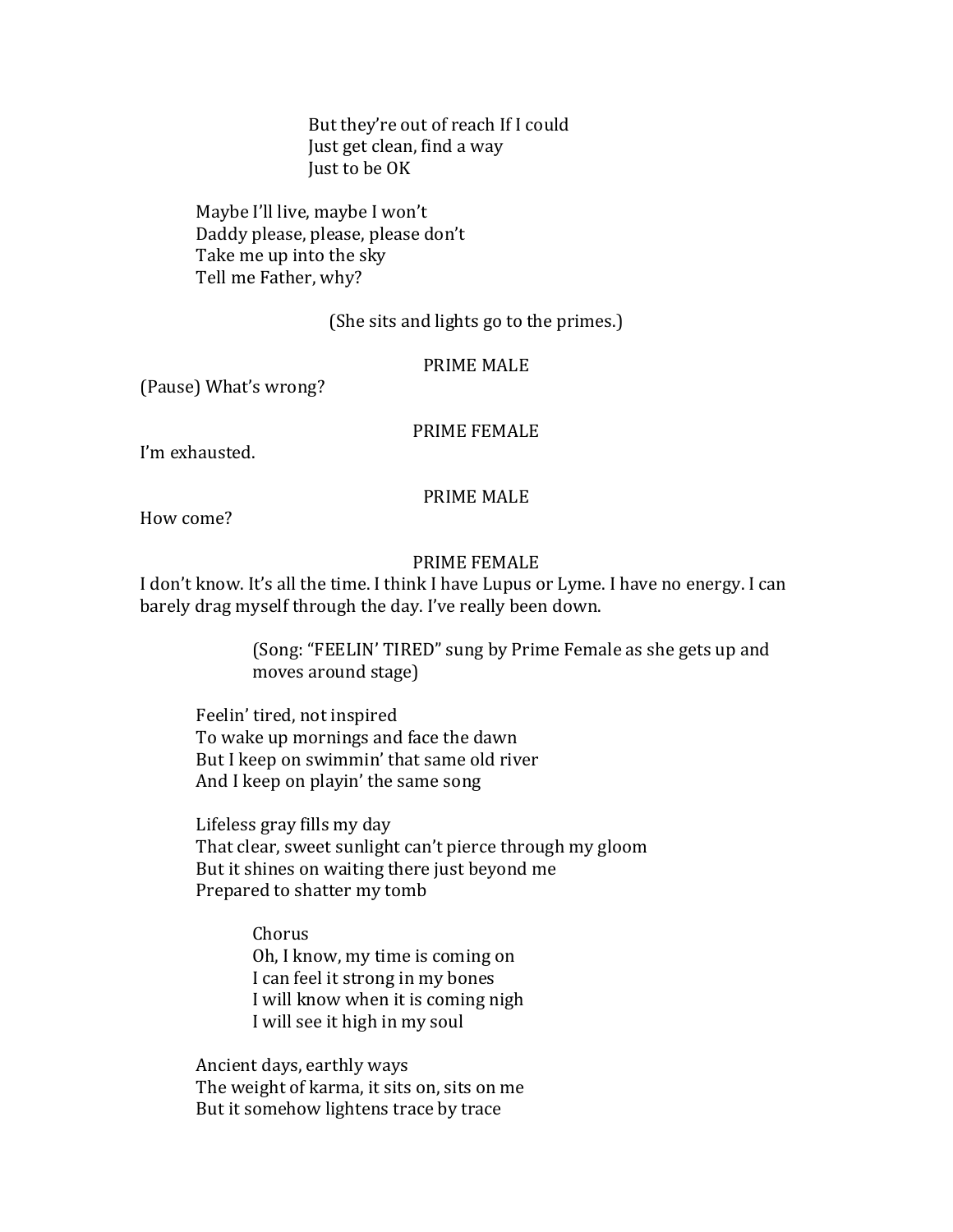But they're out of reach If I could  
Just get clean, find a way  
Just to be OK

Maybe I'll live, maybe I won't  
Daddy please, please, please don't  
Take me up into the sky  
Tell me Father, why?

(She sits and lights go to the primes.)

PRIME MALE

(Pause) What's wrong?

PRIME FEMALE

I'm exhausted.

PRIME MALE

How come?

PRIME FEMALE

I don't know. It's all the time. I think I have Lupus or Lyme. I have no energy. I can barely drag myself through the day. I've really been down.

(Song: "FEELIN' TIRED" sung by Prime Female as she gets up and moves around stage)

Feelin' tired, not inspired  
To wake up mornings and face the dawn  
But I keep on swimmin' that same old river  
And I keep on playin' the same song

Lifeless gray fills my day  
That clear, sweet sunlight can't pierce through my gloom  
But it shines on waiting there just beyond me  
Prepared to shatter my tomb

Chorus  
Oh, I know, my time is coming on  
I can feel it strong in my bones  
I will know when it is coming nigh  
I will see it high in my soul

Ancient days, earthly ways  
The weight of karma, it sits on, sits on me  
But it somehow lightens trace by trace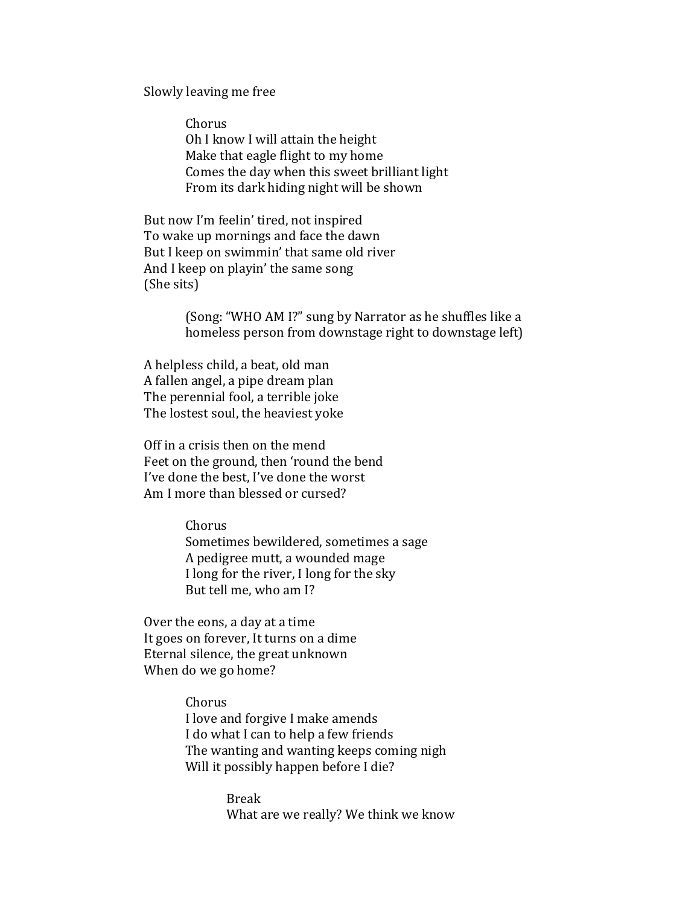Slowly leaving me free

> Chorus
> Oh I know I will attain the height
> Make that eagle flight to my home
> Comes the day when this sweet brilliant light
> From its dark hiding night will be shown

But now I'm feelin' tired, not inspired
To wake up mornings and face the dawn
But I keep on swimmin' that same old river
And I keep on playin' the same song
(She sits)

> (Song: "WHO AM I?" sung by Narrator as he shuffles like a homeless person from downstage right to downstage left)

A helpless child, a beat, old man
A fallen angel, a pipe dream plan
The perennial fool, a terrible joke
The lostest soul, the heaviest yoke

Off in a crisis then on the mend
Feet on the ground, then 'round the bend
I've done the best, I've done the worst
Am I more than blessed or cursed?

> Chorus
> Sometimes bewildered, sometimes a sage
> A pedigree mutt, a wounded mage
> I long for the river, I long for the sky
> But tell me, who am I?

Over the eons, a day at a time
It goes on forever, It turns on a dime
Eternal silence, the great unknown
When do we go home?

> Chorus
> I love and forgive I make amends
> I do what I can to help a few friends
> The wanting and wanting keeps coming nigh
> Will it possibly happen before I die?
>
> > Break
> > What are we really? We think we know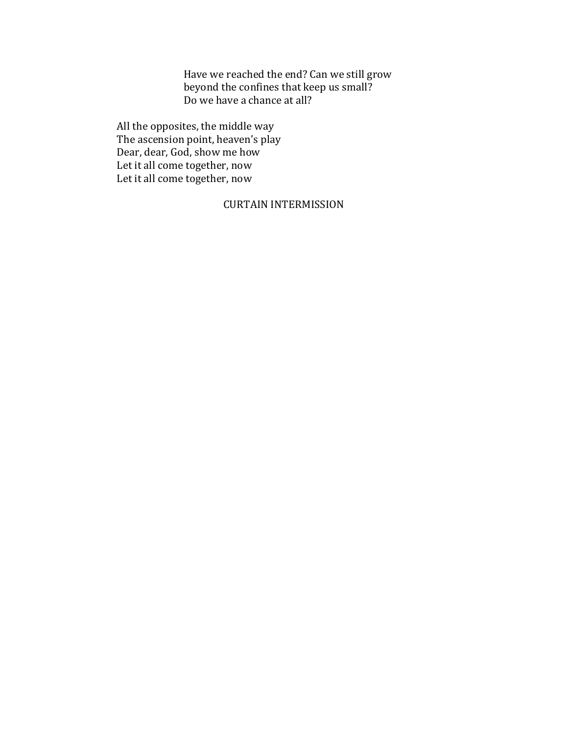Have we reached the end? Can we still grow
beyond the confines that keep us small?
Do we have a chance at all?

All the opposites, the middle way
The ascension point, heaven's play
Dear, dear, God, show me how
Let it all come together, now
Let it all come together, now

CURTAIN INTERMISSION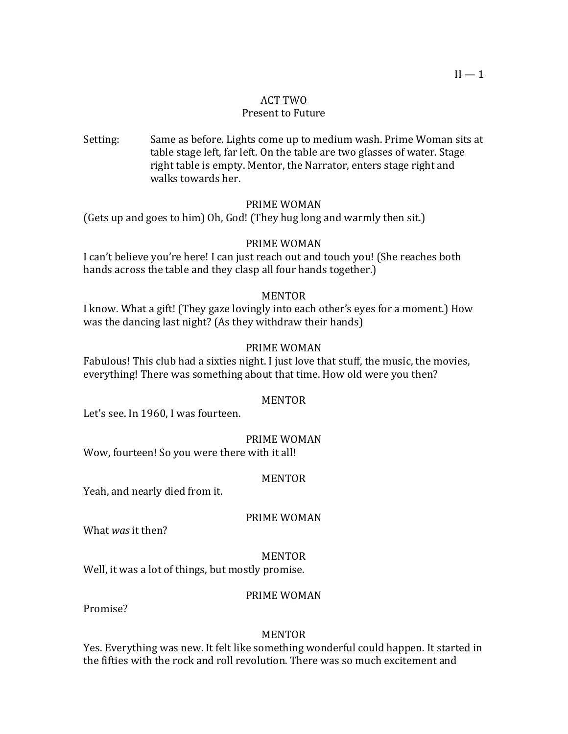## ACT TWO
### Present to Future

Setting: Same as before. Lights come up to medium wash. Prime Woman sits at table stage left, far left. On the table are two glasses of water. Stage right table is empty. Mentor, the Narrator, enters stage right and walks towards her.

PRIME WOMAN

(Gets up and goes to him) Oh, God! (They hug long and warmly then sit.)

PRIME WOMAN

I can't believe you're here! I can just reach out and touch you! (She reaches both hands across the table and they clasp all four hands together.)

MENTOR

I know. What a gift! (They gaze lovingly into each other's eyes for a moment.) How was the dancing last night? (As they withdraw their hands)

PRIME WOMAN

Fabulous! This club had a sixties night. I just love that stuff, the music, the movies, everything! There was something about that time. How old were you then?

MENTOR

Let's see. In 1960, I was fourteen.

PRIME WOMAN

Wow, fourteen! So you were there with it all!

MENTOR

Yeah, and nearly died from it.

PRIME WOMAN

What *was* it then?

MENTOR

Well, it was a lot of things, but mostly promise.

PRIME WOMAN

Promise?

MENTOR

Yes. Everything was new. It felt like something wonderful could happen. It started in the fifties with the rock and roll revolution. There was so much excitement and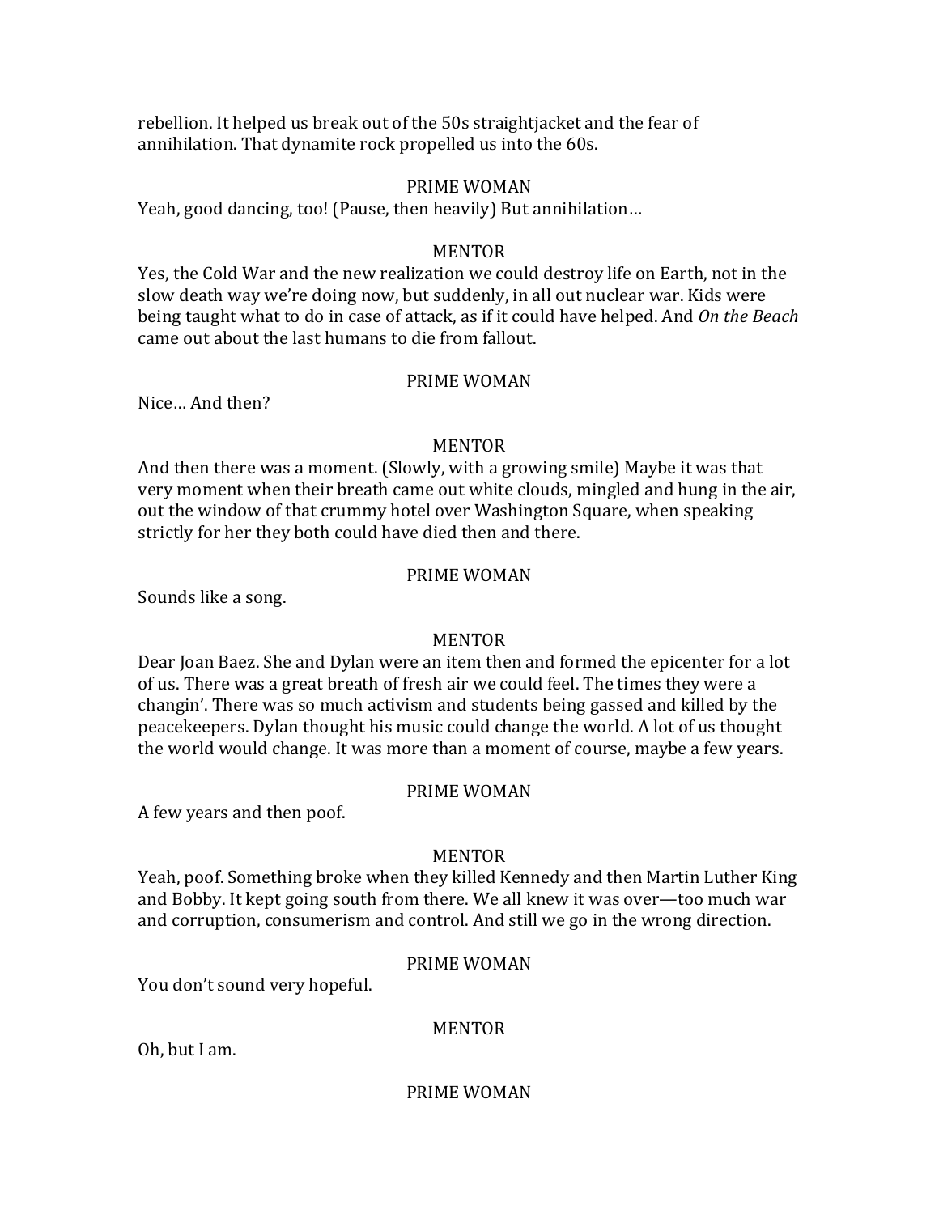rebellion. It helped us break out of the 50s straightjacket and the fear of annihilation. That dynamite rock propelled us into the 60s.

PRIME WOMAN

Yeah, good dancing, too! (Pause, then heavily) But annihilation…

MENTOR

Yes, the Cold War and the new realization we could destroy life on Earth, not in the slow death way we're doing now, but suddenly, in all out nuclear war. Kids were being taught what to do in case of attack, as if it could have helped. And *On the Beach* came out about the last humans to die from fallout.

PRIME WOMAN

Nice… And then?

MENTOR

And then there was a moment. (Slowly, with a growing smile) Maybe it was that very moment when their breath came out white clouds, mingled and hung in the air, out the window of that crummy hotel over Washington Square, when speaking strictly for her they both could have died then and there.

PRIME WOMAN

Sounds like a song.

MENTOR

Dear Joan Baez. She and Dylan were an item then and formed the epicenter for a lot of us. There was a great breath of fresh air we could feel. The times they were a changin'. There was so much activism and students being gassed and killed by the peacekeepers. Dylan thought his music could change the world. A lot of us thought the world would change. It was more than a moment of course, maybe a few years.

PRIME WOMAN

A few years and then poof.

MENTOR

Yeah, poof. Something broke when they killed Kennedy and then Martin Luther King and Bobby. It kept going south from there. We all knew it was over—too much war and corruption, consumerism and control. And still we go in the wrong direction.

PRIME WOMAN

You don't sound very hopeful.

MENTOR

Oh, but I am.

PRIME WOMAN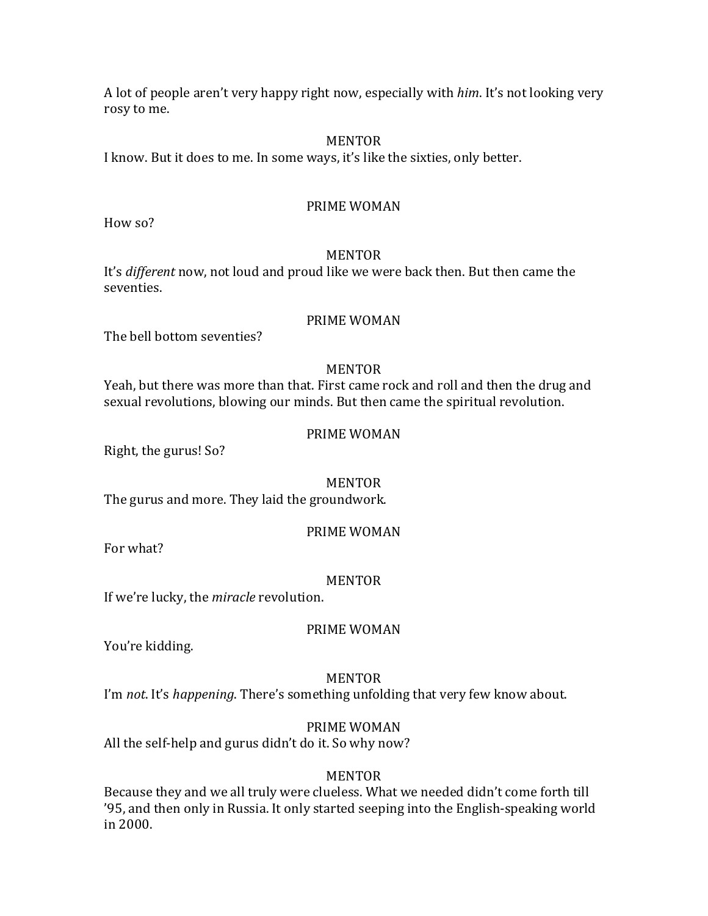A lot of people aren't very happy right now, especially with *him*. It's not looking very rosy to me.

MENTOR

I know. But it does to me. In some ways, it's like the sixties, only better.

PRIME WOMAN

How so?

MENTOR

It's *different* now, not loud and proud like we were back then. But then came the seventies.

PRIME WOMAN

The bell bottom seventies?

MENTOR

Yeah, but there was more than that. First came rock and roll and then the drug and sexual revolutions, blowing our minds. But then came the spiritual revolution.

PRIME WOMAN

Right, the gurus! So?

MENTOR

The gurus and more. They laid the groundwork.

PRIME WOMAN

For what?

MENTOR

If we're lucky, the *miracle* revolution.

PRIME WOMAN

You're kidding.

MENTOR

I'm *not*. It's *happening*. There's something unfolding that very few know about.

PRIME WOMAN

All the self-help and gurus didn't do it. So why now?

MENTOR

Because they and we all truly were clueless. What we needed didn't come forth till '95, and then only in Russia. It only started seeping into the English-speaking world in 2000.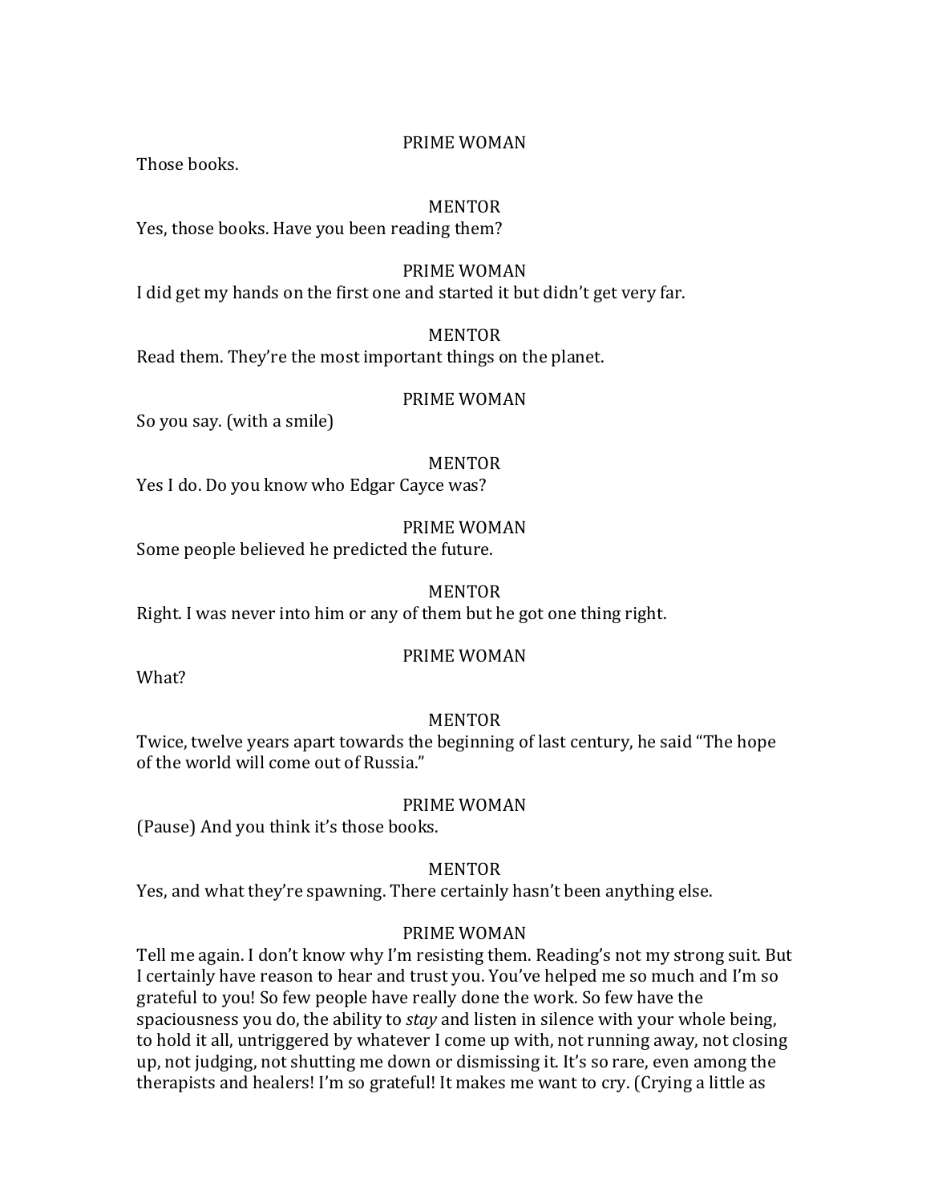PRIME WOMAN

Those books.

MENTOR

Yes, those books. Have you been reading them?

PRIME WOMAN

I did get my hands on the first one and started it but didn't get very far.

MENTOR

Read them. They're the most important things on the planet.

PRIME WOMAN

So you say. (with a smile)

MENTOR

Yes I do. Do you know who Edgar Cayce was?

PRIME WOMAN

Some people believed he predicted the future.

MENTOR

Right. I was never into him or any of them but he got one thing right.

PRIME WOMAN

What?

MENTOR

Twice, twelve years apart towards the beginning of last century, he said "The hope of the world will come out of Russia."

PRIME WOMAN

(Pause) And you think it's those books.

MENTOR

Yes, and what they're spawning. There certainly hasn't been anything else.

PRIME WOMAN

Tell me again. I don't know why I'm resisting them. Reading's not my strong suit. But I certainly have reason to hear and trust you. You've helped me so much and I'm so grateful to you! So few people have really done the work. So few have the spaciousness you do, the ability to *stay* and listen in silence with your whole being, to hold it all, untriggered by whatever I come up with, not running away, not closing up, not judging, not shutting me down or dismissing it. It's so rare, even among the therapists and healers! I'm so grateful! It makes me want to cry. (Crying a little as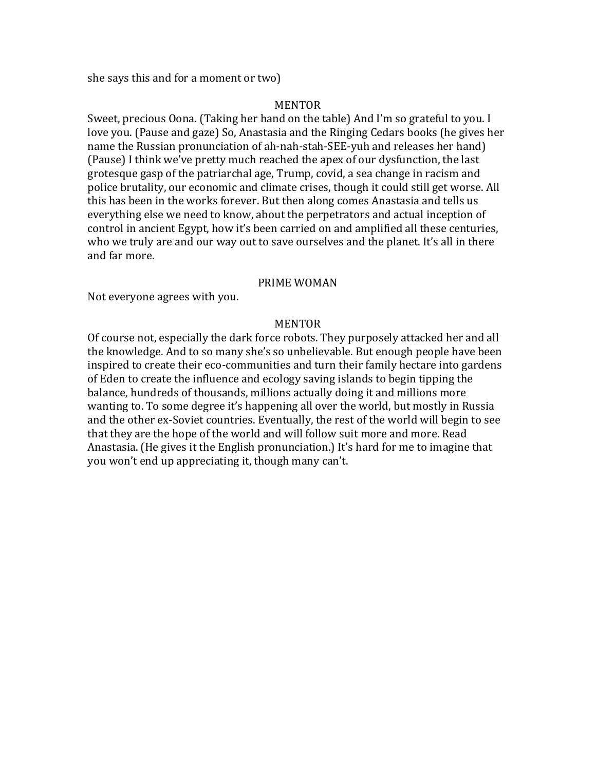she says this and for a moment or two)

MENTOR

Sweet, precious Oona. (Taking her hand on the table) And I'm so grateful to you. I love you. (Pause and gaze) So, Anastasia and the Ringing Cedars books (he gives her name the Russian pronunciation of ah-nah-stah-SEE-yuh and releases her hand) (Pause) I think we've pretty much reached the apex of our dysfunction, the last grotesque gasp of the patriarchal age, Trump, covid, a sea change in racism and police brutality, our economic and climate crises, though it could still get worse. All this has been in the works forever. But then along comes Anastasia and tells us everything else we need to know, about the perpetrators and actual inception of control in ancient Egypt, how it's been carried on and amplified all these centuries, who we truly are and our way out to save ourselves and the planet. It's all in there and far more.

PRIME WOMAN

Not everyone agrees with you.

MENTOR

Of course not, especially the dark force robots. They purposely attacked her and all the knowledge. And to so many she's so unbelievable. But enough people have been inspired to create their eco-communities and turn their family hectare into gardens of Eden to create the influence and ecology saving islands to begin tipping the balance, hundreds of thousands, millions actually doing it and millions more wanting to. To some degree it's happening all over the world, but mostly in Russia and the other ex-Soviet countries. Eventually, the rest of the world will begin to see that they are the hope of the world and will follow suit more and more. Read Anastasia. (He gives it the English pronunciation.) It's hard for me to imagine that you won't end up appreciating it, though many can't.